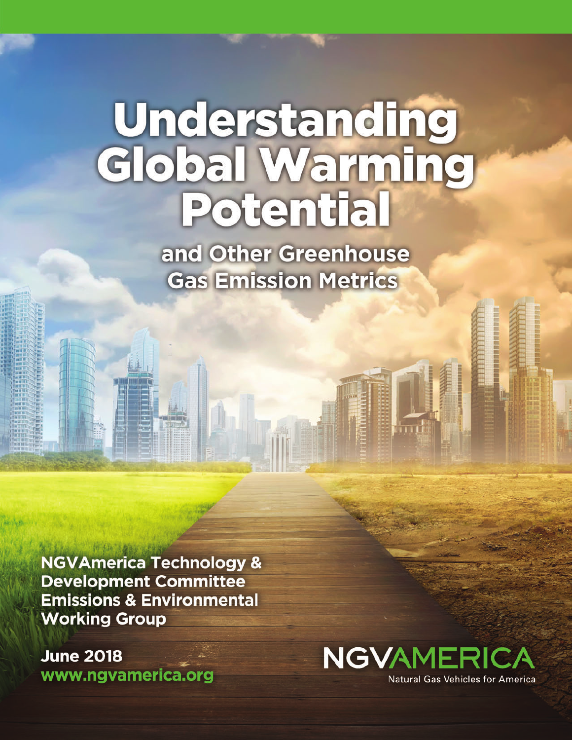# Understanding Global Warming Potential

## and Other Greenhouse Gas Emission Metrics

**NGVAmerica Technology & Development Committee Emissions & Environmental Working Group**

**June 2018**

**www.ngvamerica.org**

NGVAMERICA

Natural Gas Vehicles for America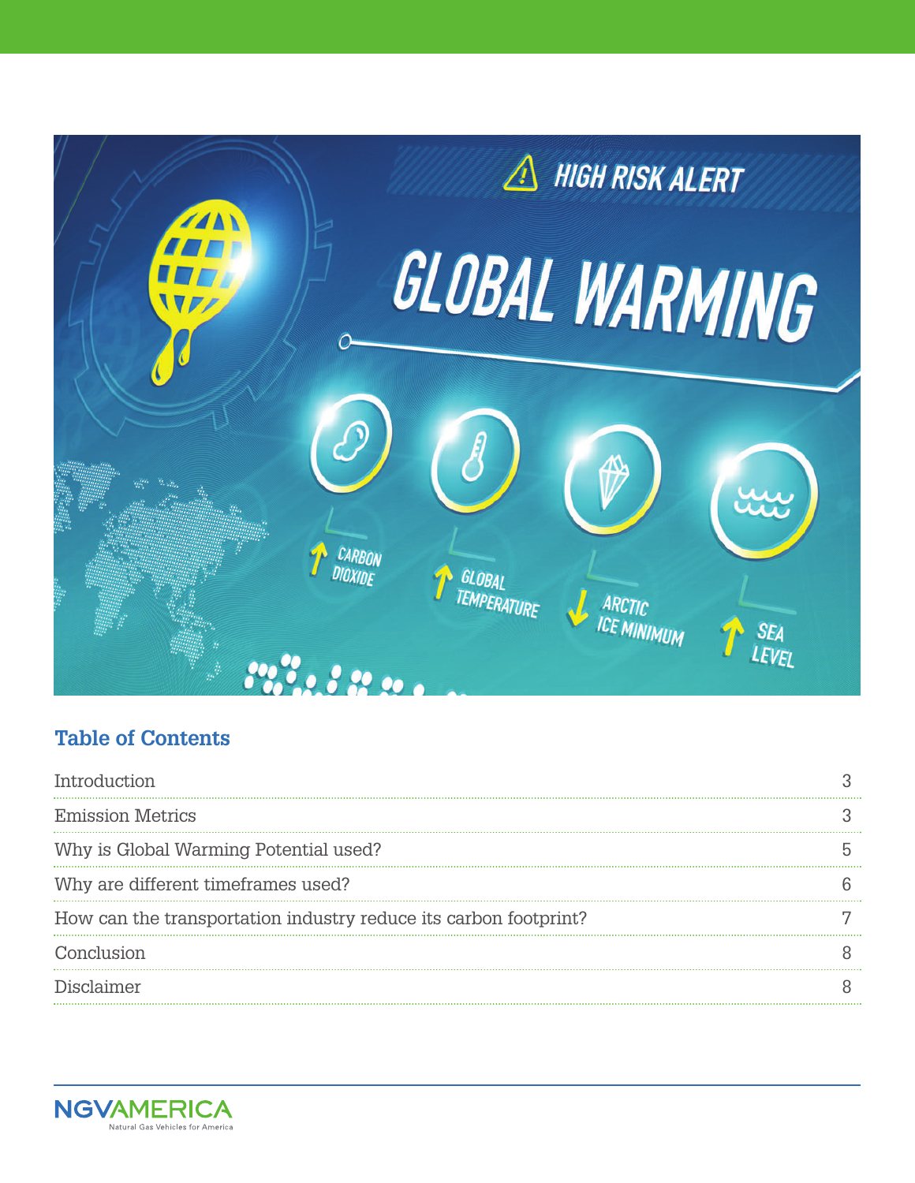## Table of Contents

| | |
|---|---|
| Introduction | 3 |
| Emission Metrics | 3 |
| Why is Global Warming Potential used? | 5 |
| Why are different timeframes used? | 6 |
| How can the transportation industry reduce its carbon footprint? | 7 |
| Conclusion | 8 |
| Disclaimer | 8 |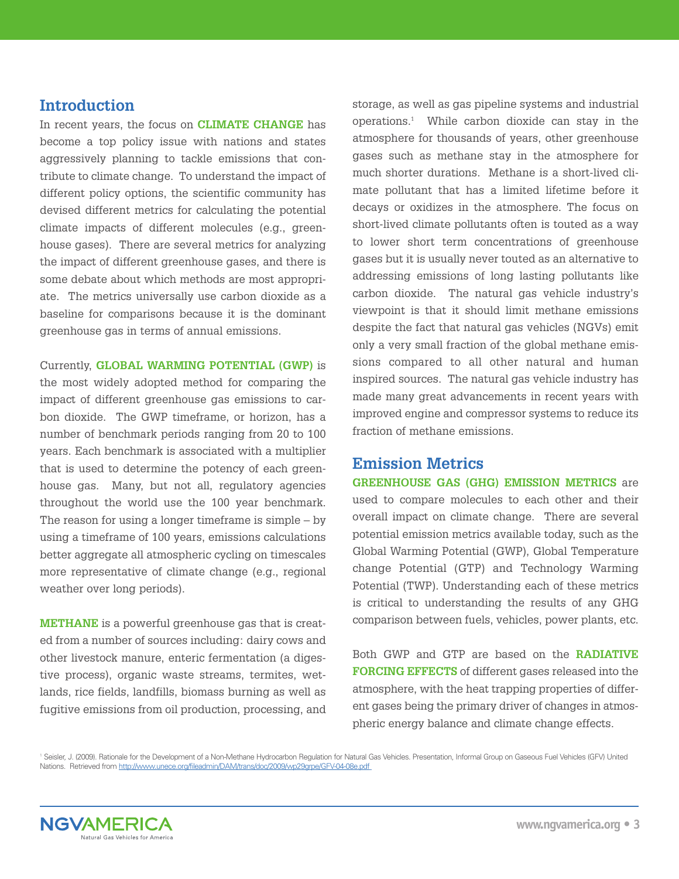## Introduction

In recent years, the focus on **CLIMATE CHANGE** has become a top policy issue with nations and states aggressively planning to tackle emissions that contribute to climate change. To understand the impact of different policy options, the scientific community has devised different metrics for calculating the potential climate impacts of different molecules (e.g., greenhouse gases). There are several metrics for analyzing the impact of different greenhouse gases, and there is some debate about which methods are most appropriate. The metrics universally use carbon dioxide as a baseline for comparisons because it is the dominant greenhouse gas in terms of annual emissions.

Currently, **GLOBAL WARMING POTENTIAL (GWP)** is the most widely adopted method for comparing the impact of different greenhouse gas emissions to carbon dioxide. The GWP timeframe, or horizon, has a number of benchmark periods ranging from 20 to 100 years. Each benchmark is associated with a multiplier that is used to determine the potency of each greenhouse gas. Many, but not all, regulatory agencies throughout the world use the 100 year benchmark. The reason for using a longer timeframe is simple – by using a timeframe of 100 years, emissions calculations better aggregate all atmospheric cycling on timescales more representative of climate change (e.g., regional weather over long periods).

**METHANE** is a powerful greenhouse gas that is created from a number of sources including: dairy cows and other livestock manure, enteric fermentation (a digestive process), organic waste streams, termites, wetlands, rice fields, landfills, biomass burning as well as fugitive emissions from oil production, processing, and storage, as well as gas pipeline systems and industrial operations.[1] While carbon dioxide can stay in the atmosphere for thousands of years, other greenhouse gases such as methane stay in the atmosphere for much shorter durations. Methane is a short-lived climate pollutant that has a limited lifetime before it decays or oxidizes in the atmosphere. The focus on short-lived climate pollutants often is touted as a way to lower short term concentrations of greenhouse gases but it is usually never touted as an alternative to addressing emissions of long lasting pollutants like carbon dioxide. The natural gas vehicle industry's viewpoint is that it should limit methane emissions despite the fact that natural gas vehicles (NGVs) emit only a very small fraction of the global methane emissions compared to all other natural and human inspired sources. The natural gas vehicle industry has made many great advancements in recent years with improved engine and compressor systems to reduce its fraction of methane emissions.

## Emission Metrics

**GREENHOUSE GAS (GHG) EMISSION METRICS** are used to compare molecules to each other and their overall impact on climate change. There are several potential emission metrics available today, such as the Global Warming Potential (GWP), Global Temperature change Potential (GTP) and Technology Warming Potential (TWP). Understanding each of these metrics is critical to understanding the results of any GHG comparison between fuels, vehicles, power plants, etc.

Both GWP and GTP are based on the **RADIATIVE FORCING EFFECTS** of different gases released into the atmosphere, with the heat trapping properties of different gases being the primary driver of changes in atmospheric energy balance and climate change effects.

[1] Seisler, J. (2009). Rationale for the Development of a Non-Methane Hydrocarbon Regulation for Natural Gas Vehicles. Presentation, Informal Group on Gaseous Fuel Vehicles (GFV) United Nations. Retrieved from http://www.unece.org/fileadmin/DAM/trans/doc/2009/wp29grpe/GFV-04-08e.pdf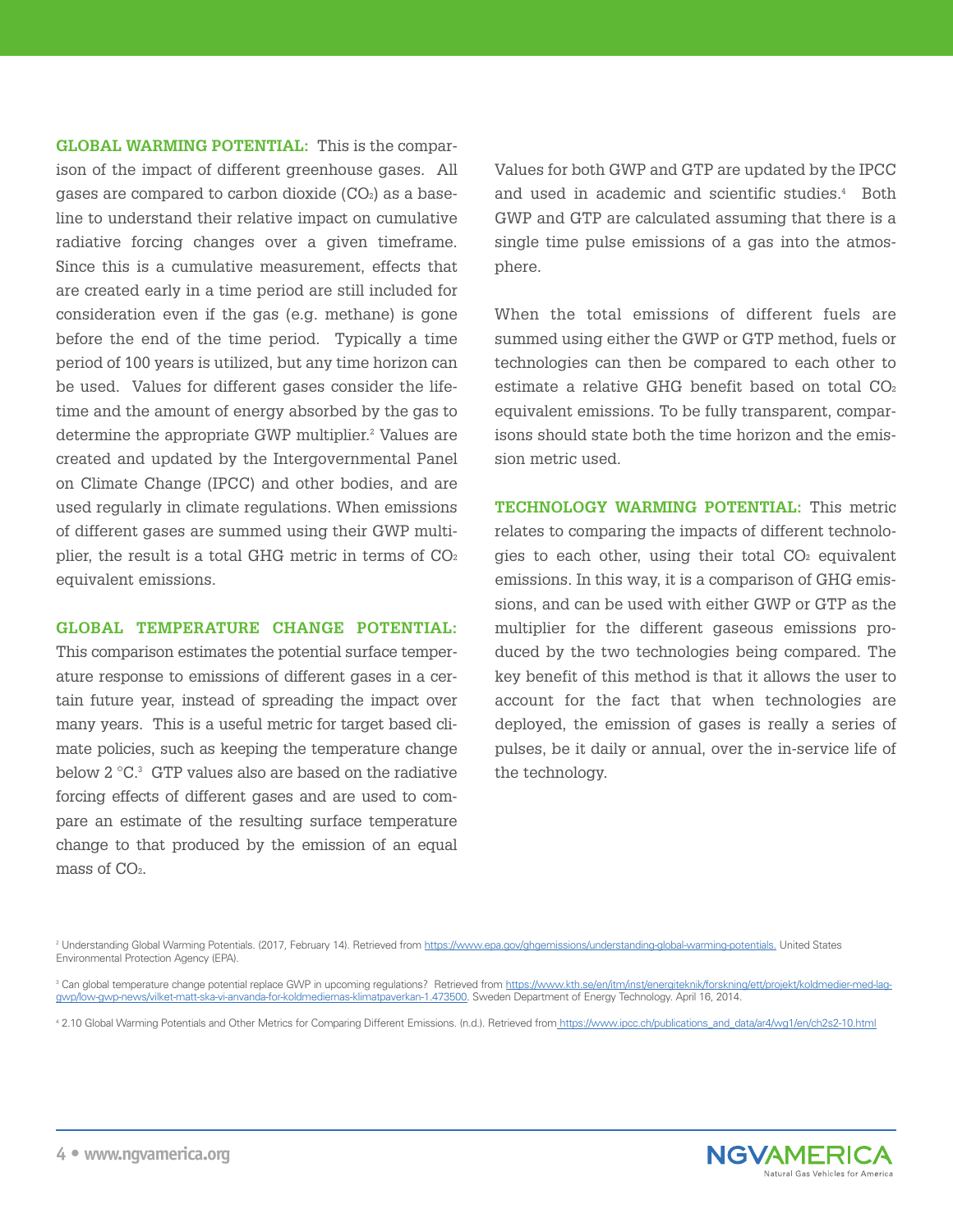**GLOBAL WARMING POTENTIAL:** This is the comparison of the impact of different greenhouse gases. All gases are compared to carbon dioxide ($CO_2$) as a baseline to understand their relative impact on cumulative radiative forcing changes over a given timeframe. Since this is a cumulative measurement, effects that are created early in a time period are still included for consideration even if the gas (e.g. methane) is gone before the end of the time period. Typically a time period of 100 years is utilized, but any time horizon can be used. Values for different gases consider the lifetime and the amount of energy absorbed by the gas to determine the appropriate GWP multiplier.[2] Values are created and updated by the Intergovernmental Panel on Climate Change (IPCC) and other bodies, and are used regularly in climate regulations. When emissions of different gases are summed using their GWP multiplier, the result is a total GHG metric in terms of $CO_2$ equivalent emissions.

**GLOBAL TEMPERATURE CHANGE POTENTIAL:** This comparison estimates the potential surface temperature response to emissions of different gases in a certain future year, instead of spreading the impact over many years. This is a useful metric for target based climate policies, such as keeping the temperature change below 2 °C.[3] GTP values also are based on the radiative forcing effects of different gases and are used to compare an estimate of the resulting surface temperature change to that produced by the emission of an equal mass of $CO_2$.

Values for both GWP and GTP are updated by the IPCC and used in academic and scientific studies.[4] Both GWP and GTP are calculated assuming that there is a single time pulse emissions of a gas into the atmosphere.

When the total emissions of different fuels are summed using either the GWP or GTP method, fuels or technologies can then be compared to each other to estimate a relative GHG benefit based on total $CO_2$ equivalent emissions. To be fully transparent, comparisons should state both the time horizon and the emission metric used.

**TECHNOLOGY WARMING POTENTIAL:** This metric relates to comparing the impacts of different technologies to each other, using their total $CO_2$ equivalent emissions. In this way, it is a comparison of GHG emissions, and can be used with either GWP or GTP as the multiplier for the different gaseous emissions produced by the two technologies being compared. The key benefit of this method is that it allows the user to account for the fact that when technologies are deployed, the emission of gases is really a series of pulses, be it daily or annual, over the in-service life of the technology.

---

[2] Understanding Global Warming Potentials. (2017, February 14). Retrieved from https://www.epa.gov/ghgemissions/understanding-global-warming-potentials. United States Environmental Protection Agency (EPA).

[3] Can global temperature change potential replace GWP in upcoming regulations? Retrieved from https://www.kth.se/en/itm/inst/energiteknik/forskning/ett/projekt/koldmedier-med-lag-gwp/low-gwp-news/vilket-matt-ska-vi-anvanda-for-koldmediernas-klimatpaverkan-1.473500. Sweden Department of Energy Technology. April 16, 2014.

[4] 2.10 Global Warming Potentials and Other Metrics for Comparing Different Emissions. (n.d.). Retrieved from https://www.ipcc.ch/publications_and_data/ar4/wg1/en/ch2s2-10.html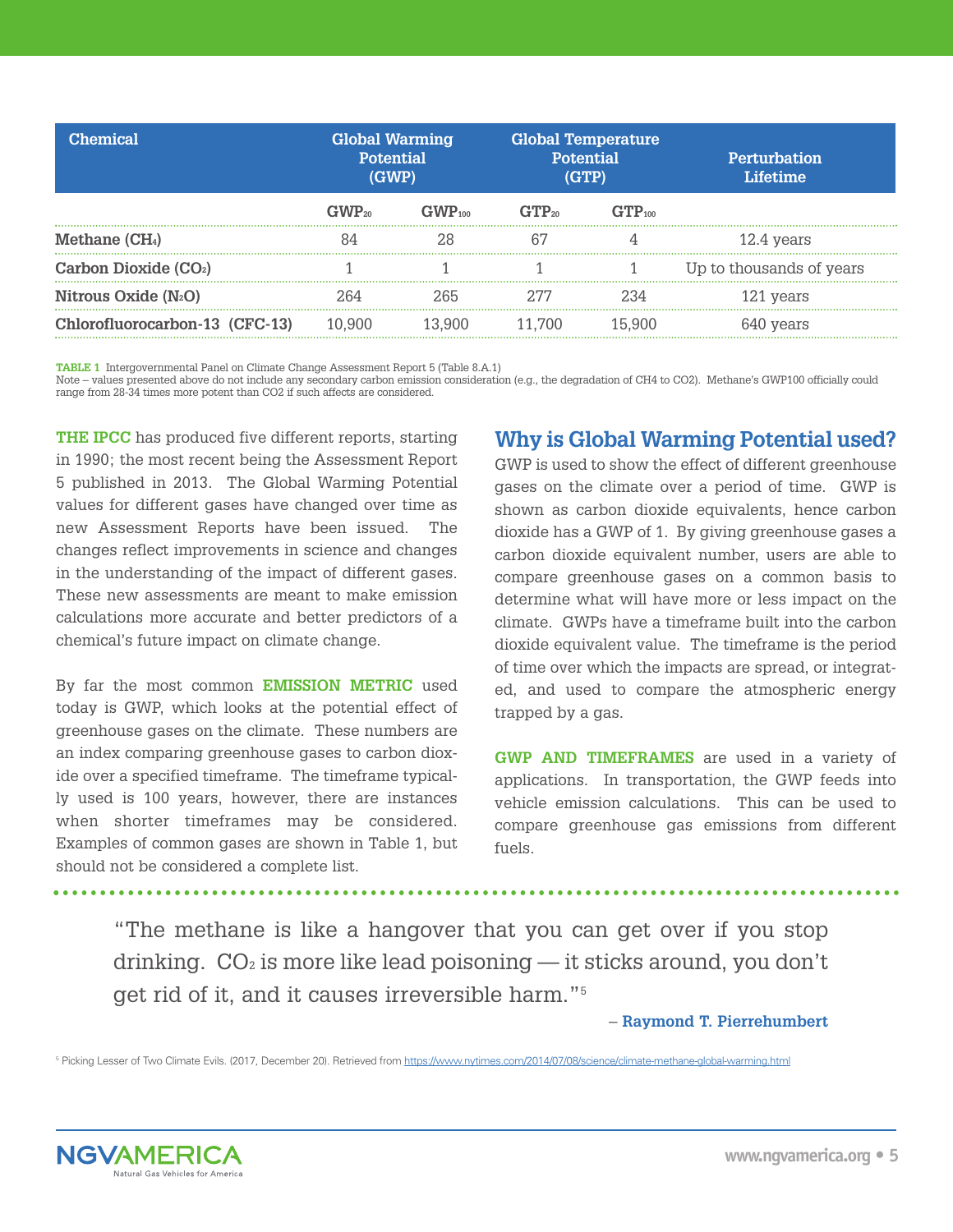| Chemical | Global Warming Potential (GWP) | | Global Temperature Potential (GTP) | | Perturbation Lifetime |
|---|---|---|---|---|---|
| | $GWP_{20}$ | $GWP_{100}$ | $GTP_{20}$ | $GTP_{100}$ | |
| **Methane ($CH_4$)** | 84 | 28 | 67 | 4 | 12.4 years |
| **Carbon Dioxide ($CO_2$)** | 1 | 1 | 1 | 1 | Up to thousands of years |
| **Nitrous Oxide ($N_2O$)** | 264 | 265 | 277 | 234 | 121 years |
| **Chlorofluorocarbon-13 (CFC-13)** | 10,900 | 13,900 | 11,700 | 15,900 | 640 years |

**TABLE 1** Intergovernmental Panel on Climate Change Assessment Report 5 (Table 8.A.1)
Note – values presented above do not include any secondary carbon emission consideration (e.g., the degradation of CH4 to CO2). Methane's GWP100 officially could range from 28-34 times more potent than CO2 if such affects are considered.

**THE IPCC** has produced five different reports, starting in 1990; the most recent being the Assessment Report 5 published in 2013. The Global Warming Potential values for different gases have changed over time as new Assessment Reports have been issued. The changes reflect improvements in science and changes in the understanding of the impact of different gases. These new assessments are meant to make emission calculations more accurate and better predictors of a chemical's future impact on climate change.

By far the most common **EMISSION METRIC** used today is GWP, which looks at the potential effect of greenhouse gases on the climate. These numbers are an index comparing greenhouse gases to carbon dioxide over a specified timeframe. The timeframe typically used is 100 years, however, there are instances when shorter timeframes may be considered. Examples of common gases are shown in Table 1, but should not be considered a complete list.

## Why is Global Warming Potential used?

GWP is used to show the effect of different greenhouse gases on the climate over a period of time. GWP is shown as carbon dioxide equivalents, hence carbon dioxide has a GWP of 1. By giving greenhouse gases a carbon dioxide equivalent number, users are able to compare greenhouse gases on a common basis to determine what will have more or less impact on the climate. GWPs have a timeframe built into the carbon dioxide equivalent value. The timeframe is the period of time over which the impacts are spread, or integrated, and used to compare the atmospheric energy trapped by a gas.

**GWP AND TIMEFRAMES** are used in a variety of applications. In transportation, the GWP feeds into vehicle emission calculations. This can be used to compare greenhouse gas emissions from different fuels.

> "The methane is like a hangover that you can get over if you stop drinking. $CO_2$ is more like lead poisoning — it sticks around, you don't get rid of it, and it causes irreversible harm."[5]
>
> – **Raymond T. Pierrehumbert**

[5] Picking Lesser of Two Climate Evils. (2017, December 20). Retrieved from https://www.nytimes.com/2014/07/08/science/climate-methane-global-warming.html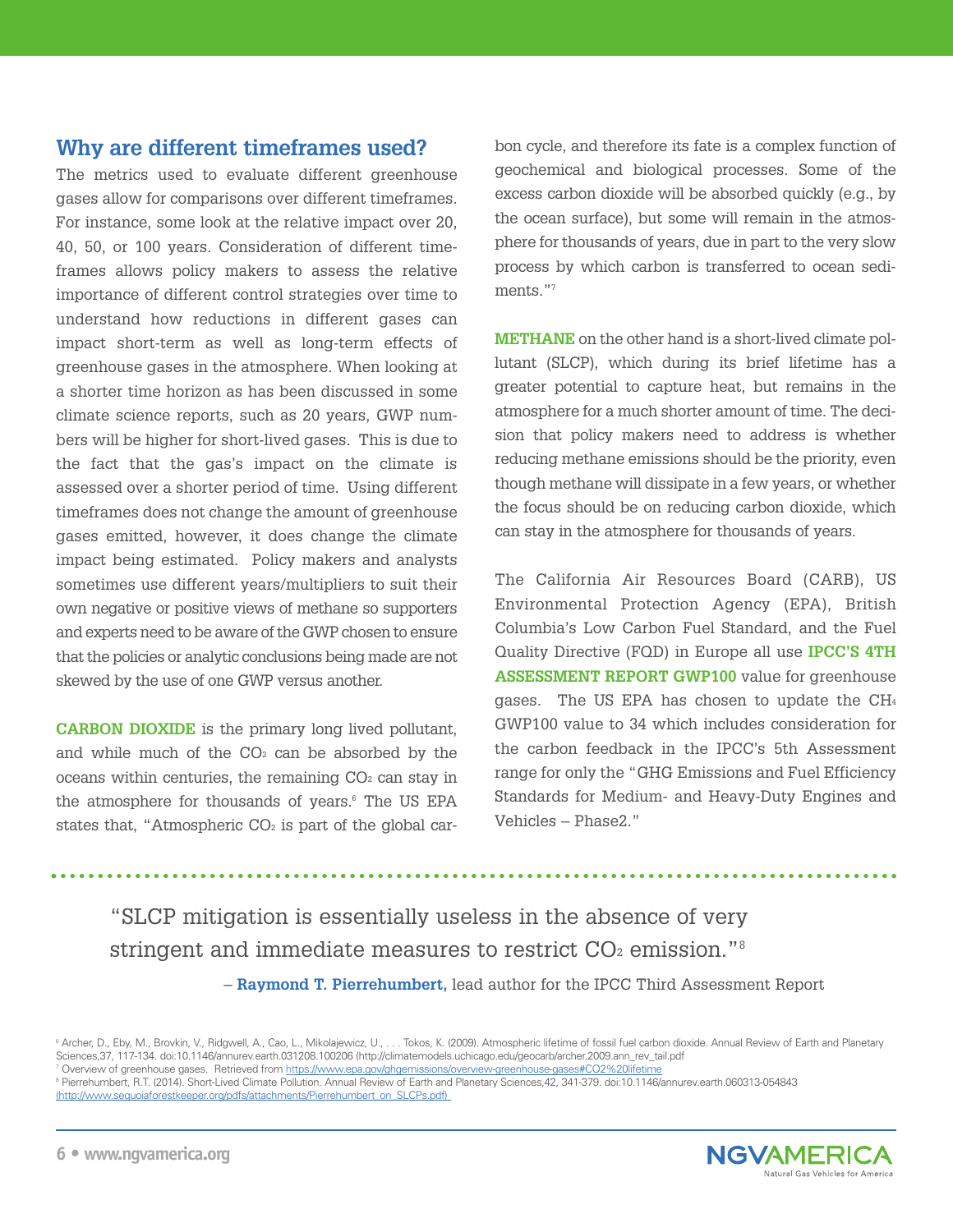## Why are different timeframes used?

The metrics used to evaluate different greenhouse gases allow for comparisons over different timeframes. For instance, some look at the relative impact over 20, 40, 50, or 100 years. Consideration of different timeframes allows policy makers to assess the relative importance of different control strategies over time to understand how reductions in different gases can impact short-term as well as long-term effects of greenhouse gases in the atmosphere. When looking at a shorter time horizon as has been discussed in some climate science reports, such as 20 years, GWP numbers will be higher for short-lived gases. This is due to the fact that the gas's impact on the climate is assessed over a shorter period of time. Using different timeframes does not change the amount of greenhouse gases emitted, however, it does change the climate impact being estimated. Policy makers and analysts sometimes use different years/multipliers to suit their own negative or positive views of methane so supporters and experts need to be aware of the GWP chosen to ensure that the policies or analytic conclusions being made are not skewed by the use of one GWP versus another.

**CARBON DIOXIDE** is the primary long lived pollutant, and while much of the $CO_2$ can be absorbed by the oceans within centuries, the remaining $CO_2$ can stay in the atmosphere for thousands of years.[6] The US EPA states that, "Atmospheric $CO_2$ is part of the global carbon cycle, and therefore its fate is a complex function of geochemical and biological processes. Some of the excess carbon dioxide will be absorbed quickly (e.g., by the ocean surface), but some will remain in the atmosphere for thousands of years, due in part to the very slow process by which carbon is transferred to ocean sediments."[7]

**METHANE** on the other hand is a short-lived climate pollutant (SLCP), which during its brief lifetime has a greater potential to capture heat, but remains in the atmosphere for a much shorter amount of time. The decision that policy makers need to address is whether reducing methane emissions should be the priority, even though methane will dissipate in a few years, or whether the focus should be on reducing carbon dioxide, which can stay in the atmosphere for thousands of years.

The California Air Resources Board (CARB), US Environmental Protection Agency (EPA), British Columbia's Low Carbon Fuel Standard, and the Fuel Quality Directive (FQD) in Europe all use **IPCC'S 4TH ASSESSMENT REPORT GWP100** value for greenhouse gases. The US EPA has chosen to update the $CH_4$ GWP100 value to 34 which includes consideration for the carbon feedback in the IPCC's 5th Assessment range for only the "GHG Emissions and Fuel Efficiency Standards for Medium- and Heavy-Duty Engines and Vehicles – Phase2."

> "SLCP mitigation is essentially useless in the absence of very stringent and immediate measures to restrict $CO_2$ emission."[8]
>
> – **Raymond T. Pierrehumbert,** lead author for the IPCC Third Assessment Report

[6] Archer, D., Eby, M., Brovkin, V., Ridgwell, A., Cao, L., Mikolajewicz, U., . . . Tokos, K. (2009). Atmospheric lifetime of fossil fuel carbon dioxide. Annual Review of Earth and Planetary Sciences,37, 117-134. doi:10.1146/annurev.earth.031208.100206 (http://climatemodels.uchicago.edu/geocarb/archer.2009.ann_rev_tail.pdf

[7] Overview of greenhouse gases. Retrieved from https://www.epa.gov/ghgemissions/overview-greenhouse-gases#CO2%20lifetime

[8] Pierrehumbert, R.T. (2014). Short-Lived Climate Pollution. Annual Review of Earth and Planetary Sciences,42, 341-379. doi:10.1146/annurev.earth.060313-054843 (http://www.sequoiaforestkeeper.org/pdfs/attachments/Pierrehumbert_on_SLCPs.pdf)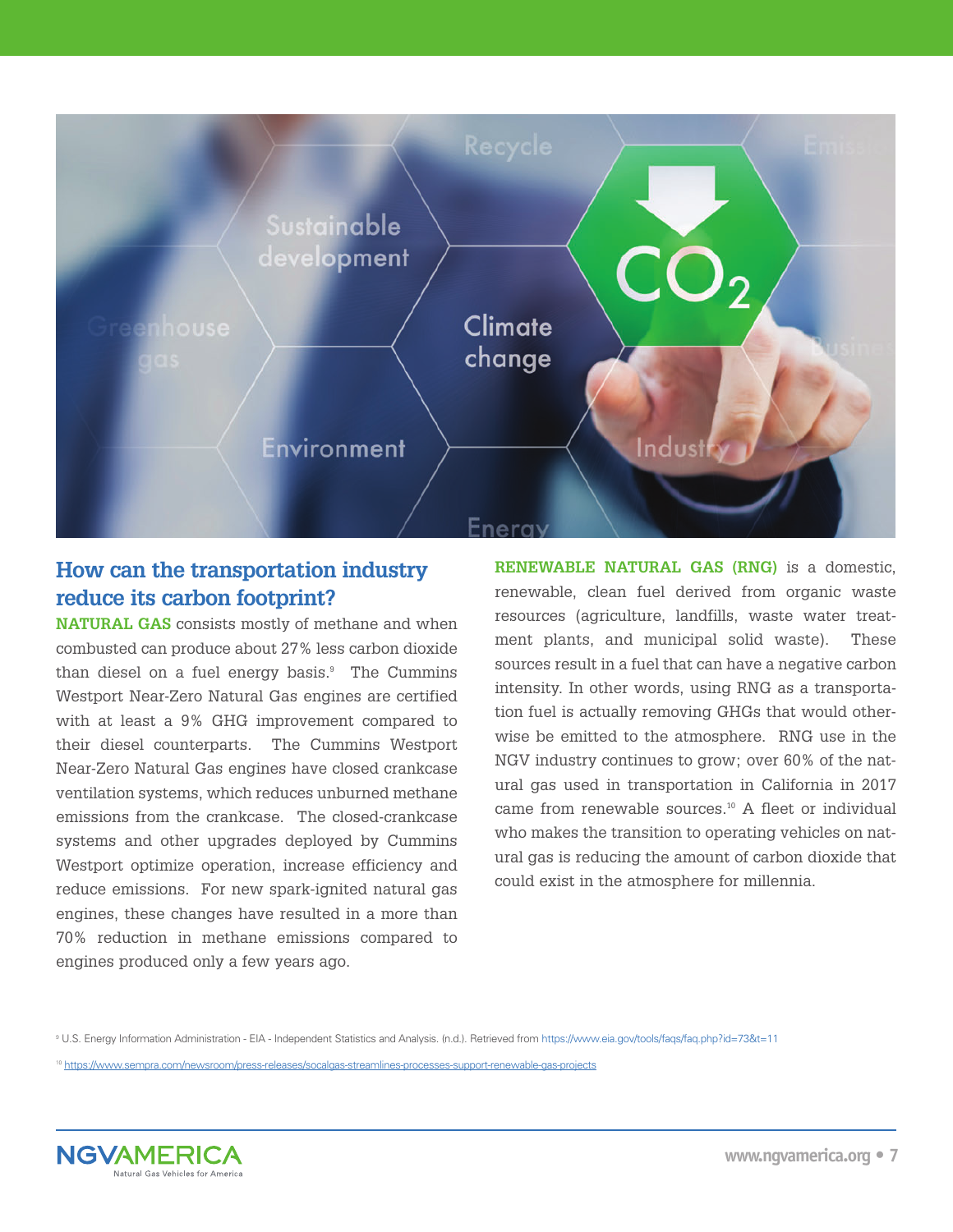## How can the transportation industry reduce its carbon footprint?

**NATURAL GAS** consists mostly of methane and when combusted can produce about 27% less carbon dioxide than diesel on a fuel energy basis.[9] The Cummins Westport Near-Zero Natural Gas engines are certified with at least a 9% GHG improvement compared to their diesel counterparts. The Cummins Westport Near-Zero Natural Gas engines have closed crankcase ventilation systems, which reduces unburned methane emissions from the crankcase. The closed-crankcase systems and other upgrades deployed by Cummins Westport optimize operation, increase efficiency and reduce emissions. For new spark-ignited natural gas engines, these changes have resulted in a more than 70% reduction in methane emissions compared to engines produced only a few years ago.

**RENEWABLE NATURAL GAS (RNG)** is a domestic, renewable, clean fuel derived from organic waste resources (agriculture, landfills, waste water treatment plants, and municipal solid waste). These sources result in a fuel that can have a negative carbon intensity. In other words, using RNG as a transportation fuel is actually removing GHGs that would otherwise be emitted to the atmosphere. RNG use in the NGV industry continues to grow; over 60% of the natural gas used in transportation in California in 2017 came from renewable sources.[10] A fleet or individual who makes the transition to operating vehicles on natural gas is reducing the amount of carbon dioxide that could exist in the atmosphere for millennia.

[9] U.S. Energy Information Administration - EIA - Independent Statistics and Analysis. (n.d.). Retrieved from https://www.eia.gov/tools/faqs/faq.php?id=73&t=11

[10] https://www.sempra.com/newsroom/press-releases/socalgas-streamlines-processes-support-renewable-gas-projects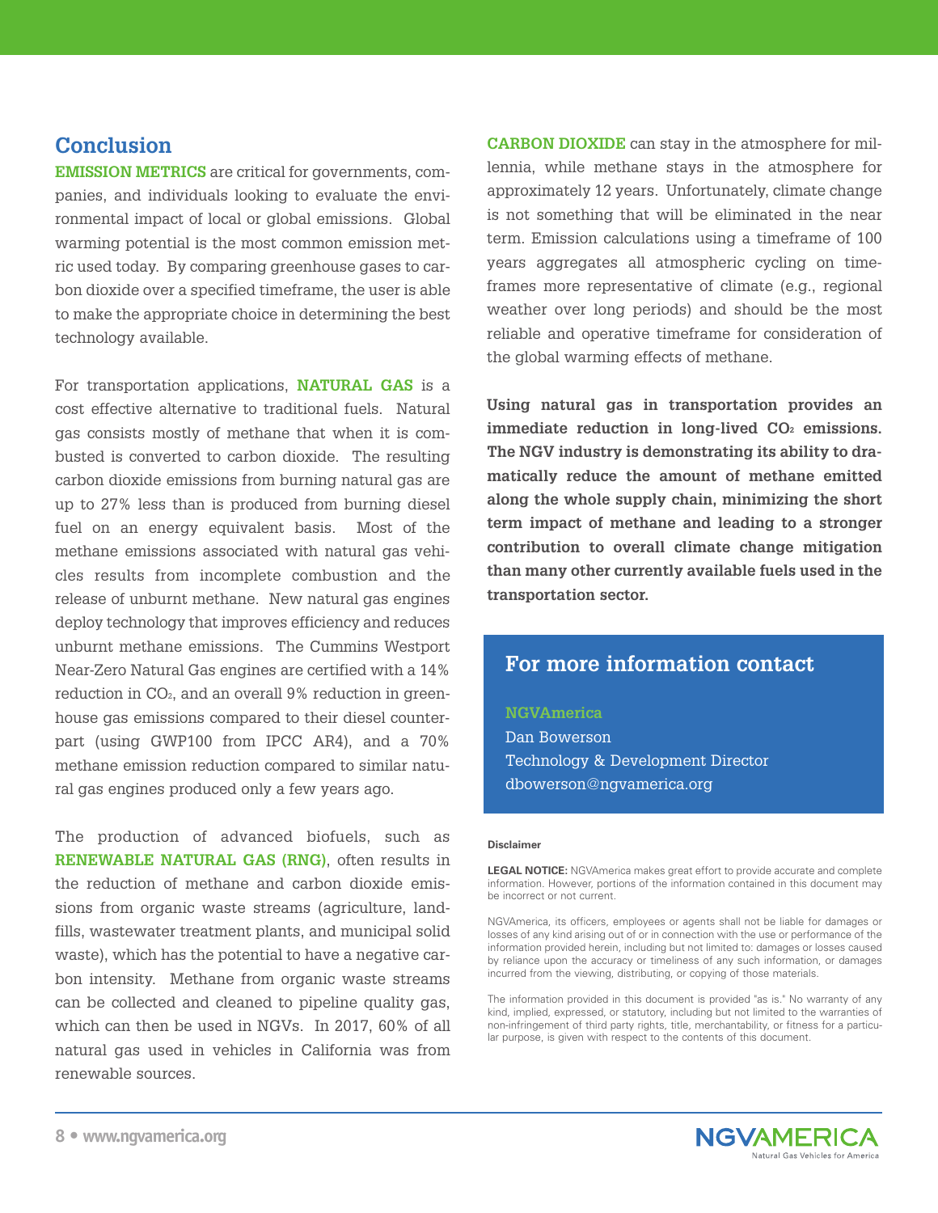## Conclusion

**EMISSION METRICS** are critical for governments, companies, and individuals looking to evaluate the environmental impact of local or global emissions. Global warming potential is the most common emission metric used today. By comparing greenhouse gases to carbon dioxide over a specified timeframe, the user is able to make the appropriate choice in determining the best technology available.

For transportation applications, **NATURAL GAS** is a cost effective alternative to traditional fuels. Natural gas consists mostly of methane that when it is combusted is converted to carbon dioxide. The resulting carbon dioxide emissions from burning natural gas are up to 27% less than is produced from burning diesel fuel on an energy equivalent basis. Most of the methane emissions associated with natural gas vehicles results from incomplete combustion and the release of unburnt methane. New natural gas engines deploy technology that improves efficiency and reduces unburnt methane emissions. The Cummins Westport Near-Zero Natural Gas engines are certified with a 14% reduction in $CO_2$, and an overall 9% reduction in greenhouse gas emissions compared to their diesel counterpart (using GWP100 from IPCC AR4), and a 70% methane emission reduction compared to similar natural gas engines produced only a few years ago.

The production of advanced biofuels, such as **RENEWABLE NATURAL GAS (RNG)**, often results in the reduction of methane and carbon dioxide emissions from organic waste streams (agriculture, landfills, wastewater treatment plants, and municipal solid waste), which has the potential to have a negative carbon intensity. Methane from organic waste streams can be collected and cleaned to pipeline quality gas, which can then be used in NGVs. In 2017, 60% of all natural gas used in vehicles in California was from renewable sources.

**CARBON DIOXIDE** can stay in the atmosphere for millennia, while methane stays in the atmosphere for approximately 12 years. Unfortunately, climate change is not something that will be eliminated in the near term. Emission calculations using a timeframe of 100 years aggregates all atmospheric cycling on timeframes more representative of climate (e.g., regional weather over long periods) and should be the most reliable and operative timeframe for consideration of the global warming effects of methane.

**Using natural gas in transportation provides an immediate reduction in long-lived $CO_2$ emissions. The NGV industry is demonstrating its ability to dramatically reduce the amount of methane emitted along the whole supply chain, minimizing the short term impact of methane and leading to a stronger contribution to overall climate change mitigation than many other currently available fuels used in the transportation sector.**

### For more information contact

**NGVAmerica**
Dan Bowerson
Technology & Development Director
dbowerson@ngvamerica.org

**Disclaimer**

**LEGAL NOTICE:** NGVAmerica makes great effort to provide accurate and complete information. However, portions of the information contained in this document may be incorrect or not current.

NGVAmerica, its officers, employees or agents shall not be liable for damages or losses of any kind arising out of or in connection with the use or performance of the information provided herein, including but not limited to: damages or losses caused by reliance upon the accuracy or timeliness of any such information, or damages incurred from the viewing, distributing, or copying of those materials.

The information provided in this document is provided "as is." No warranty of any kind, implied, expressed, or statutory, including but not limited to the warranties of non-infringement of third party rights, title, merchantability, or fitness for a particular purpose, is given with respect to the contents of this document.

NGVAMERICA
Natural Gas Vehicles for America